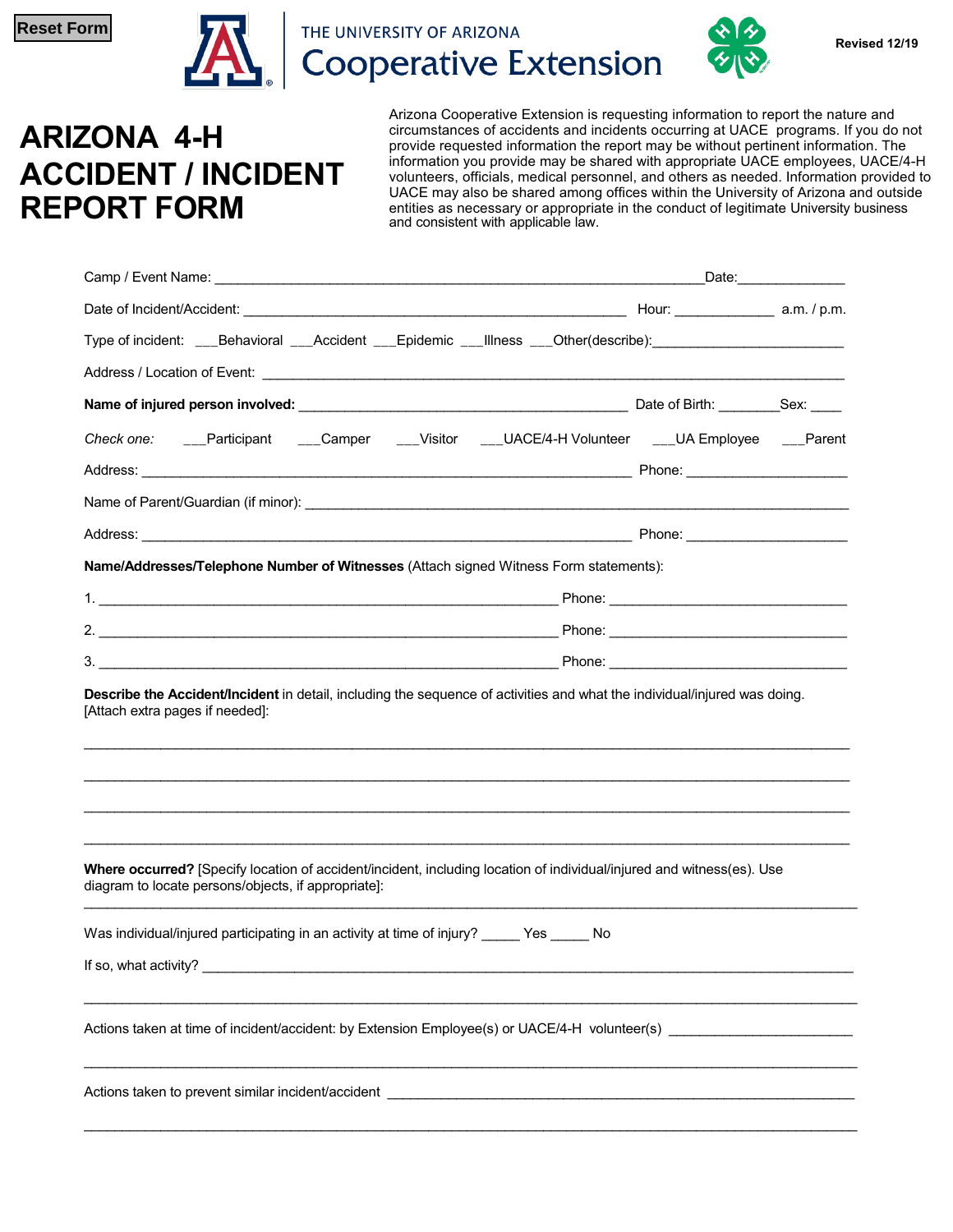Reset Form

THE UNIVERSITY OF ARIZONA
Cooperative Extension

Revised 12/19

# ARIZONA 4-H ACCIDENT / INCIDENT REPORT FORM

Arizona Cooperative Extension is requesting information to report the nature and circumstances of accidents and incidents occurring at UACE programs. If you do not provide requested information the report may be without pertinent information. The information you provide may be shared with appropriate UACE employees, UACE/4-H volunteers, officials, medical personnel, and others as needed. Information provided to UACE may also be shared among offices within the University of Arizona and outside entities as necessary or appropriate in the conduct of legitimate University business and consistent with applicable law.

Camp / Event Name: ______________________________________________________________Date:_____________

Date of Incident/Accident: _________________________________________________ Hour: ____________ a.m. / p.m.

Type of incident: ___Behavioral ___Accident ___Epidemic ___Illness ___Other(describe):________________________

Address / Location of Event: _____________________________________________________________________________

**Name of injured person involved:** ___________________________________________ Date of Birth: _______Sex: ____

*Check one:* ___Participant ___Camper ___Visitor ___UACE/4-H Volunteer ___UA Employee ___Parent

Address: _________________________________________________________________ Phone: ____________________

Name of Parent/Guardian (if minor): ______________________________________________________________________

Address: _________________________________________________________________ Phone: ____________________

**Name/Addresses/Telephone Number of Witnesses** (Attach signed Witness Form statements):

1. ____________________________________________________________ Phone: ______________________________

2. ____________________________________________________________ Phone: ______________________________

3. ____________________________________________________________ Phone: ______________________________

**Describe the Accident/Incident** in detail, including the sequence of activities and what the individual/injured was doing. [Attach extra pages if needed]:

_____________________________________________________________________________________________________

_____________________________________________________________________________________________________

_____________________________________________________________________________________________________

_____________________________________________________________________________________________________

**Where occurred?** [Specify location of accident/incident, including location of individual/injured and witness(es). Use diagram to locate persons/objects, if appropriate]:

_____________________________________________________________________________________________________

Was individual/injured participating in an activity at time of injury? _____ Yes _____ No

If so, what activity? ___________________________________________________________________________________

_____________________________________________________________________________________________________

Actions taken at time of incident/accident: by Extension Employee(s) or UACE/4-H volunteer(s) _______________________

_____________________________________________________________________________________________________

Actions taken to prevent similar incident/accident ____________________________________________________________

_____________________________________________________________________________________________________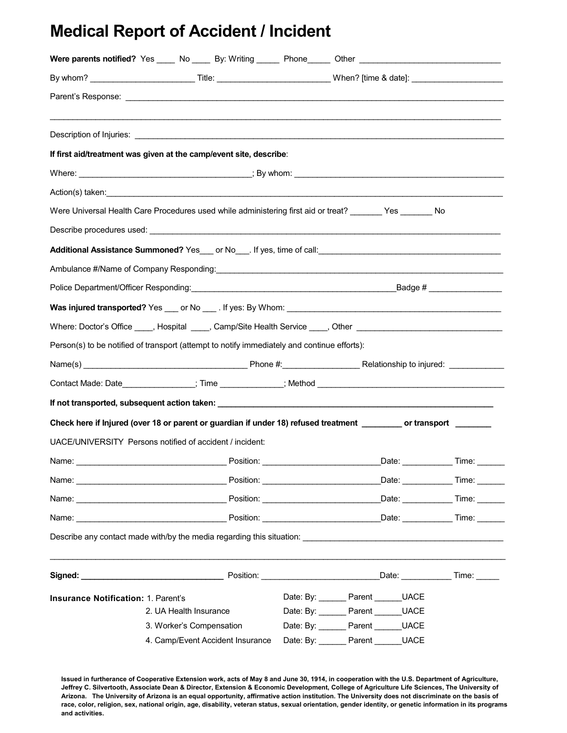# Medical Report of Accident / Incident

**Were parents notified?** Yes ____ No ____ By: Writing _____ Phone_____ Other ______________________________

By whom? ______________________ Title: ________________________ When? [time & date]: ___________________

Parent's Response: ___________________________________________________________________________________

________________________________________________________________________________________________

Description of Injuries: _______________________________________________________________________________

**If first aid/treatment was given at the camp/event site, describe**:

Where: ____________________________________; By whom: ______________________________________________

Action(s) taken:_______________________________________________________________________________________

Were Universal Health Care Procedures used while administering first aid or treat? _______ Yes _______ No

Describe procedures used: _____________________________________________________________________________

**Additional Assistance Summoned?** Yes___ or No___. If yes, time of call:_________________________________________

Ambulance #/Name of Company Responding:_____________________________________________________________

Police Department/Officer Responding:___________________________________________Badge # ________________

**Was injured transported?** Yes ___ or No ___ . If yes: By Whom: _______________________________________________

Where: Doctor's Office ____, Hospital ____, Camp/Site Health Service ____, Other ________________________________

Person(s) to be notified of transport (attempt to notify immediately and continue efforts):

Name(s) ___________________________________ Phone #:________________ Relationship to injured: ____________

Contact Made: Date________________; Time ______________; Method __________________________________________

**If not transported, subsequent action taken:** ______________________________________________________________

**Check here if Injured (over 18 or parent or guardian if under 18) refused treatment ________ or transport ________**

UACE/UNIVERSITY Persons notified of accident / incident:

Name: ________________________________ Position: _________________________Date: ___________ Time: ______

Name: ________________________________ Position: _________________________Date: ___________ Time: ______

Name: ________________________________ Position: _________________________Date: ___________ Time: ______

Name: ________________________________ Position: _________________________Date: ___________ Time: ______

Describe any contact made with/by the media regarding this situation: _____________________________________________

_________________________________________________________________________________________________

**Signed: ______________________________** Position: _________________________Date: ___________ Time: _____

**Insurance Notification:** 1. Parent's Date: By: ______ Parent ______UACE

2. UA Health Insurance Date: By: ______ Parent ______UACE

3. Worker's Compensation Date: By: ______ Parent ______UACE

4. Camp/Event Accident Insurance Date: By: ______ Parent ______UACE

**Issued in furtherance of Cooperative Extension work, acts of May 8 and June 30, 1914, in cooperation with the U.S. Department of Agriculture, Jeffrey C. Silvertooth, Associate Dean & Director, Extension & Economic Development, College of Agriculture Life Sciences, The University of Arizona. The University of Arizona is an equal opportunity, affirmative action institution. The University does not discriminate on the basis of race, color, religion, sex, national origin, age, disability, veteran status, sexual orientation, gender identity, or genetic information in its programs and activities.**